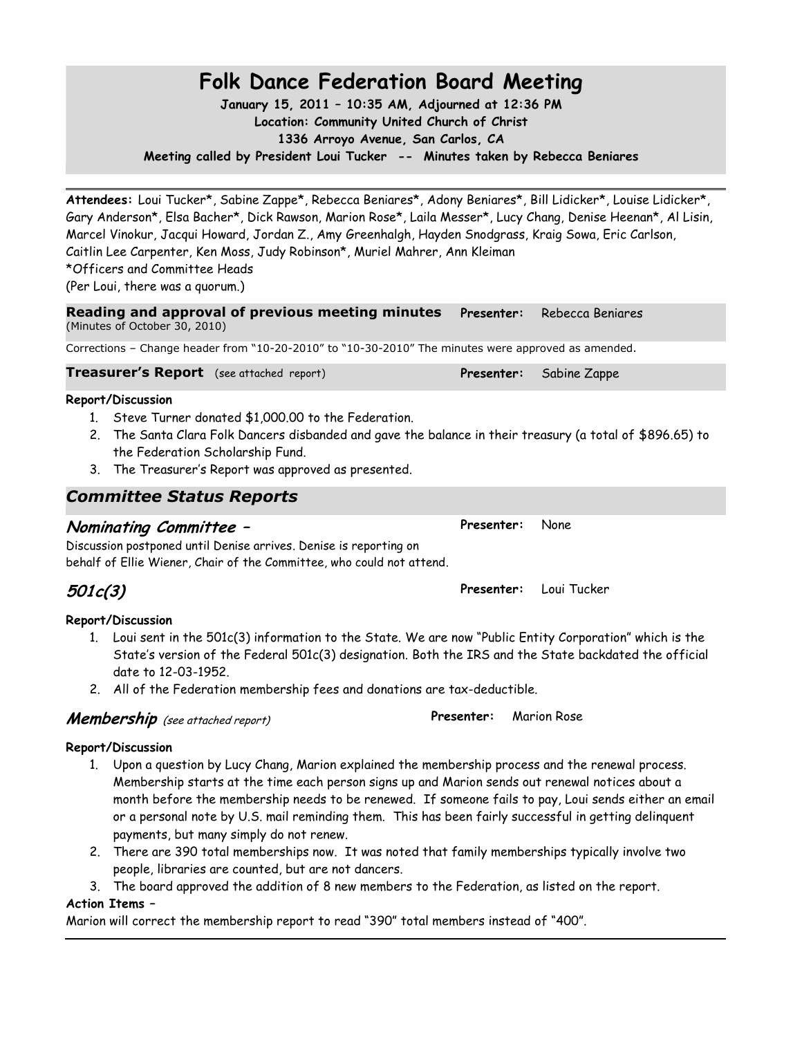# Folk Dance Federation Board Meeting

**January 15, 2011 – 10:35 AM, Adjourned at 12:36 PM**
**Location: Community United Church of Christ**
**1336 Arroyo Avenue, San Carlos, CA**
**Meeting called by President Loui Tucker -- Minutes taken by Rebecca Beniares**

---

**Attendees:** Loui Tucker*, Sabine Zappe*, Rebecca Beniares*, Adony Beniares*, Bill Lidicker*, Louise Lidicker*, Gary Anderson*, Elsa Bacher*, Dick Rawson, Marion Rose*, Laila Messer*, Lucy Chang, Denise Heenan*, Al Lisin, Marcel Vinokur, Jacqui Howard, Jordan Z., Amy Greenhalgh, Hayden Snodgrass, Kraig Sowa, Eric Carlson, Caitlin Lee Carpenter, Ken Moss, Judy Robinson*, Muriel Mahrer, Ann Kleiman
*Officers and Committee Heads
(Per Loui, there was a quorum.)

**Reading and approval of previous meeting minutes** (Minutes of October 30, 2010) — **Presenter:** Rebecca Beniares

Corrections – Change header from "10-20-2010" to "10-30-2010" The minutes were approved as amended.

**Treasurer's Report** (see attached report) — **Presenter:** Sabine Zappe

**Report/Discussion**

1. Steve Turner donated $1,000.00 to the Federation.
2. The Santa Clara Folk Dancers disbanded and gave the balance in their treasury (a total of $896.65) to the Federation Scholarship Fund.
3. The Treasurer's Report was approved as presented.

## *Committee Status Reports*

### *Nominating Committee –*

**Presenter:** None

Discussion postponed until Denise arrives. Denise is reporting on behalf of Ellie Wiener, Chair of the Committee, who could not attend.

### *501c(3)*

**Presenter:** Loui Tucker

**Report/Discussion**

1. Loui sent in the 501c(3) information to the State. We are now "Public Entity Corporation" which is the State's version of the Federal 501c(3) designation. Both the IRS and the State backdated the official date to 12-03-1952.
2. All of the Federation membership fees and donations are tax-deductible.

### *Membership* *(see attached report)*

**Presenter:** Marion Rose

**Report/Discussion**

1. Upon a question by Lucy Chang, Marion explained the membership process and the renewal process. Membership starts at the time each person signs up and Marion sends out renewal notices about a month before the membership needs to be renewed. If someone fails to pay, Loui sends either an email or a personal note by U.S. mail reminding them. This has been fairly successful in getting delinquent payments, but many simply do not renew.
2. There are 390 total memberships now. It was noted that family memberships typically involve two people, libraries are counted, but are not dancers.
3. The board approved the addition of 8 new members to the Federation, as listed on the report.

**Action Items –**

Marion will correct the membership report to read "390" total members instead of "400".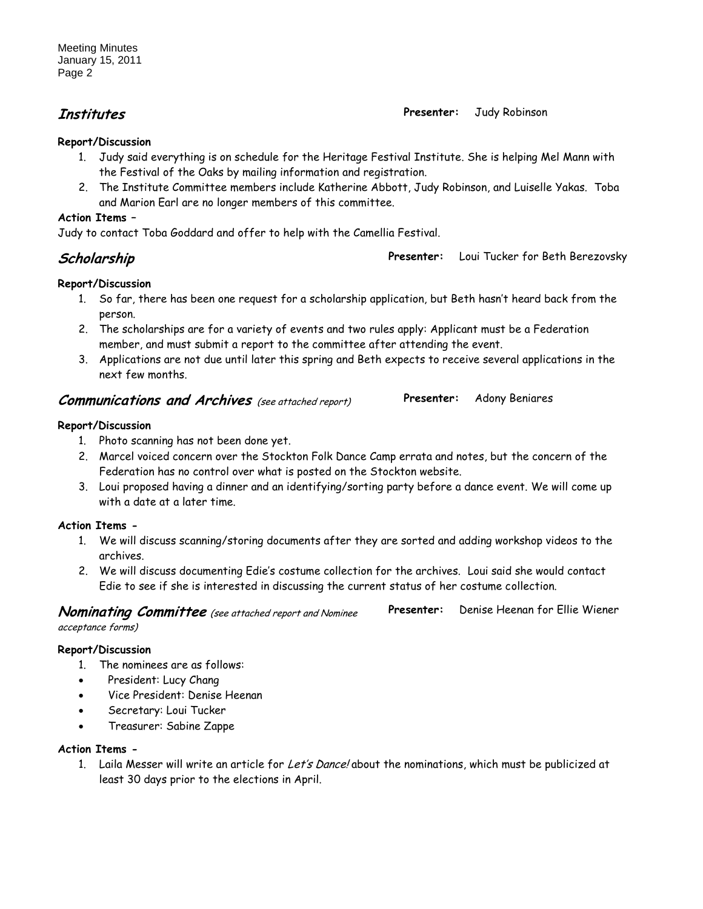## Institutes

**Presenter:** Judy Robinson

**Report/Discussion**

1. Judy said everything is on schedule for the Heritage Festival Institute. She is helping Mel Mann with the Festival of the Oaks by mailing information and registration.
2. The Institute Committee members include Katherine Abbott, Judy Robinson, and Luiselle Yakas. Toba and Marion Earl are no longer members of this committee.

**Action Items –**

Judy to contact Toba Goddard and offer to help with the Camellia Festival.

## Scholarship

**Presenter:** Loui Tucker for Beth Berezovsky

**Report/Discussion**

1. So far, there has been one request for a scholarship application, but Beth hasn't heard back from the person.
2. The scholarships are for a variety of events and two rules apply: Applicant must be a Federation member, and must submit a report to the committee after attending the event.
3. Applications are not due until later this spring and Beth expects to receive several applications in the next few months.

## Communications and Archives *(see attached report)*

**Presenter:** Adony Beniares

**Report/Discussion**

1. Photo scanning has not been done yet.
2. Marcel voiced concern over the Stockton Folk Dance Camp errata and notes, but the concern of the Federation has no control over what is posted on the Stockton website.
3. Loui proposed having a dinner and an identifying/sorting party before a dance event. We will come up with a date at a later time.

**Action Items -**

1. We will discuss scanning/storing documents after they are sorted and adding workshop videos to the archives.
2. We will discuss documenting Edie's costume collection for the archives. Loui said she would contact Edie to see if she is interested in discussing the current status of her costume collection.

## Nominating Committee *(see attached report and Nominee acceptance forms)*

**Presenter:** Denise Heenan for Ellie Wiener

**Report/Discussion**

1. The nominees are as follows:

- President: Lucy Chang
- Vice President: Denise Heenan
- Secretary: Loui Tucker
- Treasurer: Sabine Zappe

**Action Items -**

1. Laila Messer will write an article for *Let's Dance!* about the nominations, which must be publicized at least 30 days prior to the elections in April.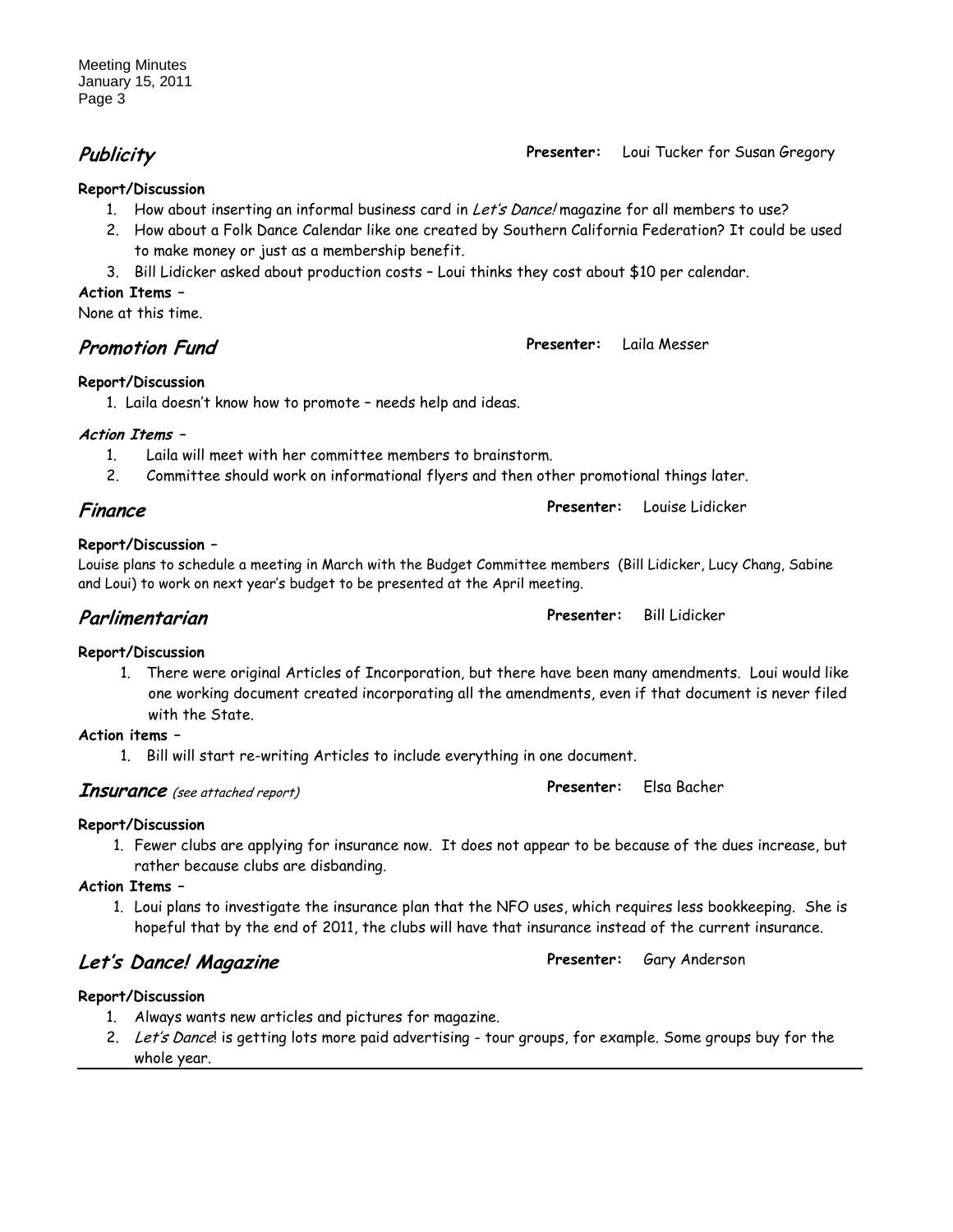## *Publicity*

**Presenter:** Loui Tucker for Susan Gregory

**Report/Discussion**

1. How about inserting an informal business card in *Let's Dance!* magazine for all members to use?
2. How about a Folk Dance Calendar like one created by Southern California Federation? It could be used to make money or just as a membership benefit.
3. Bill Lidicker asked about production costs – Loui thinks they cost about $10 per calendar.

**Action Items –**

None at this time.

## *Promotion Fund*

**Presenter:** Laila Messer

**Report/Discussion**

1. Laila doesn't know how to promote – needs help and ideas.

***Action Items –***

1. Laila will meet with her committee members to brainstorm.
2. Committee should work on informational flyers and then other promotional things later.

## *Finance*

**Presenter:** Louise Lidicker

**Report/Discussion –**

Louise plans to schedule a meeting in March with the Budget Committee members (Bill Lidicker, Lucy Chang, Sabine and Loui) to work on next year's budget to be presented at the April meeting.

## *Parlimentarian*

**Presenter:** Bill Lidicker

**Report/Discussion**

1. There were original Articles of Incorporation, but there have been many amendments. Loui would like one working document created incorporating all the amendments, even if that document is never filed with the State.

**Action items –**

1. Bill will start re-writing Articles to include everything in one document.

## *Insurance* *(see attached report)*

**Presenter:** Elsa Bacher

**Report/Discussion**

1. Fewer clubs are applying for insurance now. It does not appear to be because of the dues increase, but rather because clubs are disbanding.

**Action Items –**

1. Loui plans to investigate the insurance plan that the NFO uses, which requires less bookkeeping. She is hopeful that by the end of 2011, the clubs will have that insurance instead of the current insurance.

## *Let's Dance! Magazine*

**Presenter:** Gary Anderson

**Report/Discussion**

1. Always wants new articles and pictures for magazine.
2. *Let's Dance*! is getting lots more paid advertising - tour groups, for example. Some groups buy for the whole year.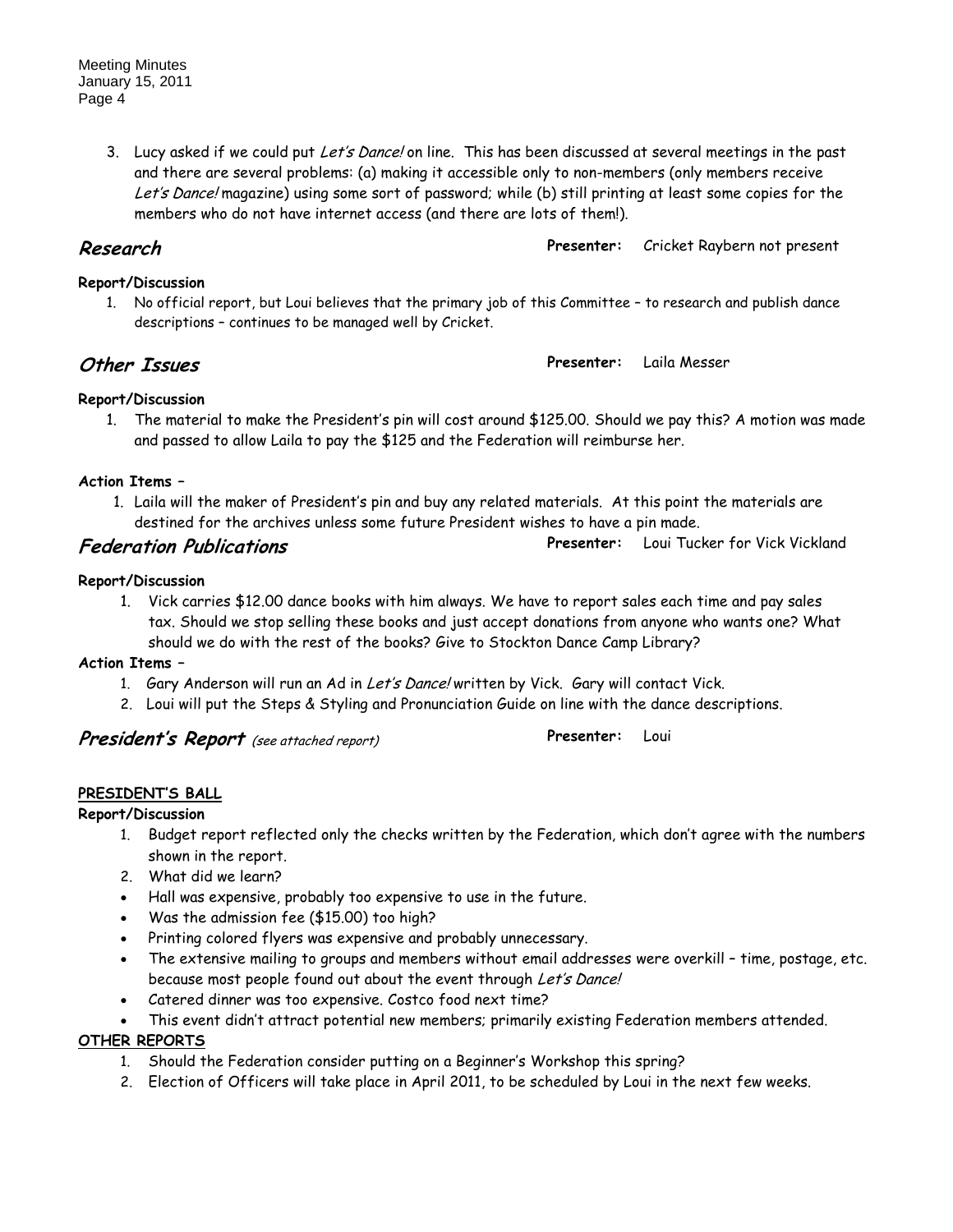3. Lucy asked if we could put *Let's Dance!* on line. This has been discussed at several meetings in the past and there are several problems: (a) making it accessible only to non-members (only members receive *Let's Dance!* magazine) using some sort of password; while (b) still printing at least some copies for the members who do not have internet access (and there are lots of them!).

## Research

**Presenter:** Cricket Raybern not present

**Report/Discussion**

1. No official report, but Loui believes that the primary job of this Committee – to research and publish dance descriptions – continues to be managed well by Cricket.

## Other Issues

**Presenter:** Laila Messer

**Report/Discussion**

1. The material to make the President's pin will cost around $125.00. Should we pay this? A motion was made and passed to allow Laila to pay the $125 and the Federation will reimburse her.

**Action Items –**

1. Laila will the maker of President's pin and buy any related materials. At this point the materials are destined for the archives unless some future President wishes to have a pin made.

## Federation Publications

**Presenter:** Loui Tucker for Vick Vickland

**Report/Discussion**

1. Vick carries $12.00 dance books with him always. We have to report sales each time and pay sales tax. Should we stop selling these books and just accept donations from anyone who wants one? What should we do with the rest of the books? Give to Stockton Dance Camp Library?

**Action Items –**

1. Gary Anderson will run an Ad in *Let's Dance!* written by Vick. Gary will contact Vick.
2. Loui will put the Steps & Styling and Pronunciation Guide on line with the dance descriptions.

## President's Report *(see attached report)*

**Presenter:** Loui

**PRESIDENT'S BALL**

**Report/Discussion**

1. Budget report reflected only the checks written by the Federation, which don't agree with the numbers shown in the report.
2. What did we learn?

- Hall was expensive, probably too expensive to use in the future.
- Was the admission fee ($15.00) too high?
- Printing colored flyers was expensive and probably unnecessary.
- The extensive mailing to groups and members without email addresses were overkill – time, postage, etc. because most people found out about the event through *Let's Dance!*
- Catered dinner was too expensive. Costco food next time?
- This event didn't attract potential new members; primarily existing Federation members attended.

**OTHER REPORTS**

1. Should the Federation consider putting on a Beginner's Workshop this spring?
2. Election of Officers will take place in April 2011, to be scheduled by Loui in the next few weeks.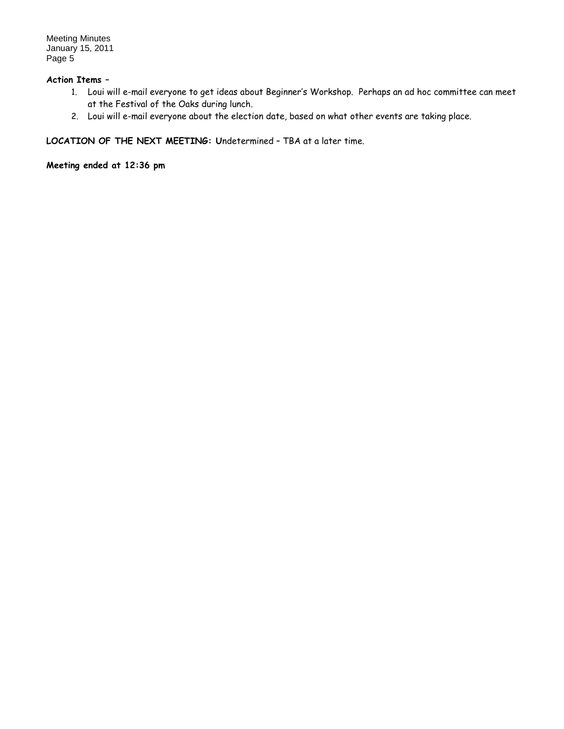**Action Items –**

1. Loui will e-mail everyone to get ideas about Beginner's Workshop. Perhaps an ad hoc committee can meet at the Festival of the Oaks during lunch.
2. Loui will e-mail everyone about the election date, based on what other events are taking place.

**LOCATION OF THE NEXT MEETING: U**ndetermined – TBA at a later time.

**Meeting ended at 12:36 pm**